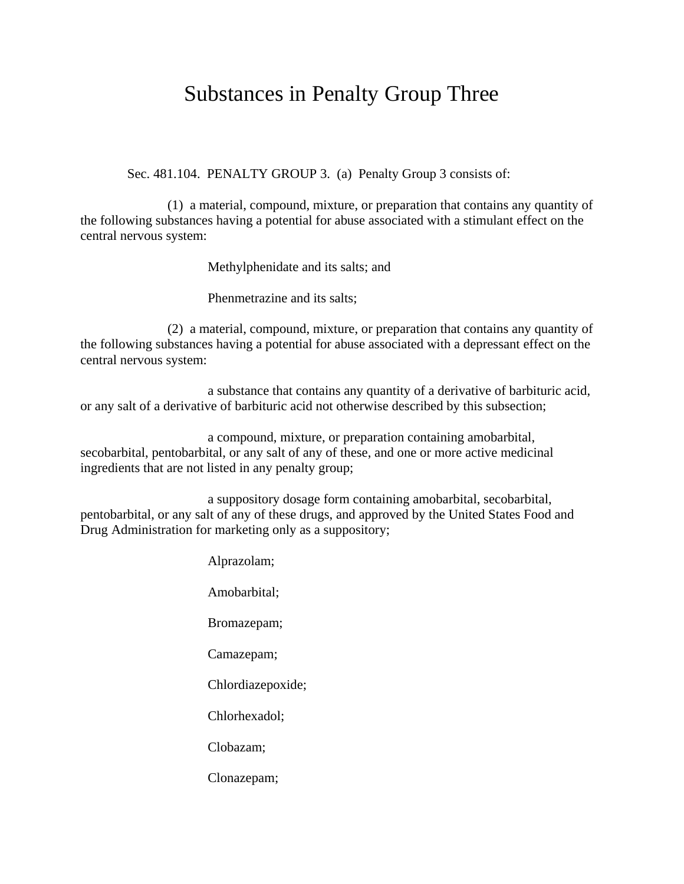# Substances in Penalty Group Three

Sec. 481.104. PENALTY GROUP 3. (a) Penalty Group 3 consists of:

(1) a material, compound, mixture, or preparation that contains any quantity of the following substances having a potential for abuse associated with a stimulant effect on the central nervous system:

Methylphenidate and its salts; and

Phenmetrazine and its salts;

(2) a material, compound, mixture, or preparation that contains any quantity of the following substances having a potential for abuse associated with a depressant effect on the central nervous system:

a substance that contains any quantity of a derivative of barbituric acid, or any salt of a derivative of barbituric acid not otherwise described by this subsection;

a compound, mixture, or preparation containing amobarbital, secobarbital, pentobarbital, or any salt of any of these, and one or more active medicinal ingredients that are not listed in any penalty group;

a suppository dosage form containing amobarbital, secobarbital, pentobarbital, or any salt of any of these drugs, and approved by the United States Food and Drug Administration for marketing only as a suppository;

Alprazolam;

Amobarbital;

Bromazepam;

Camazepam;

Chlordiazepoxide;

Chlorhexadol;

Clobazam;

Clonazepam;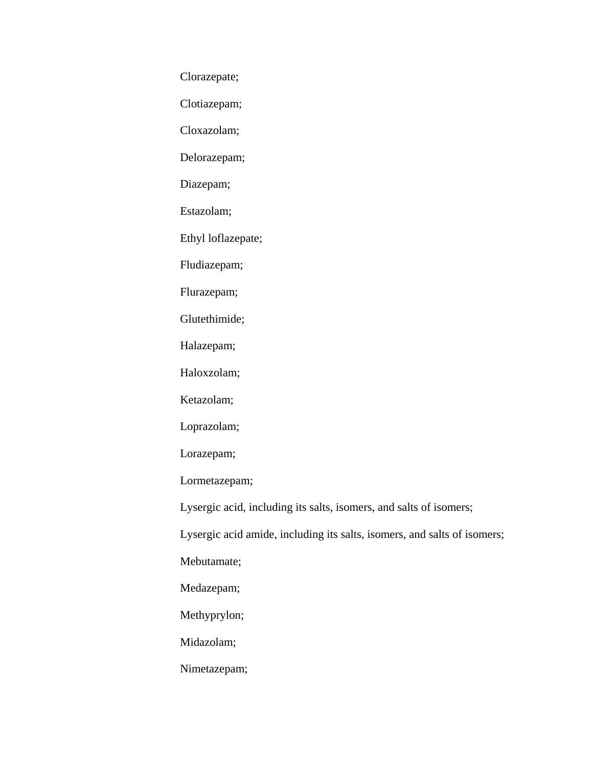Clorazepate;

Clotiazepam;

Cloxazolam;

Delorazepam;

Diazepam;

Estazolam;

Ethyl loflazepate;

Fludiazepam;

Flurazepam;

Glutethimide;

Halazepam;

Haloxzolam;

Ketazolam;

Loprazolam;

Lorazepam;

Lormetazepam;

Lysergic acid, including its salts, isomers, and salts of isomers;

Lysergic acid amide, including its salts, isomers, and salts of isomers;

Mebutamate;

Medazepam;

Methyprylon;

Midazolam;

Nimetazepam;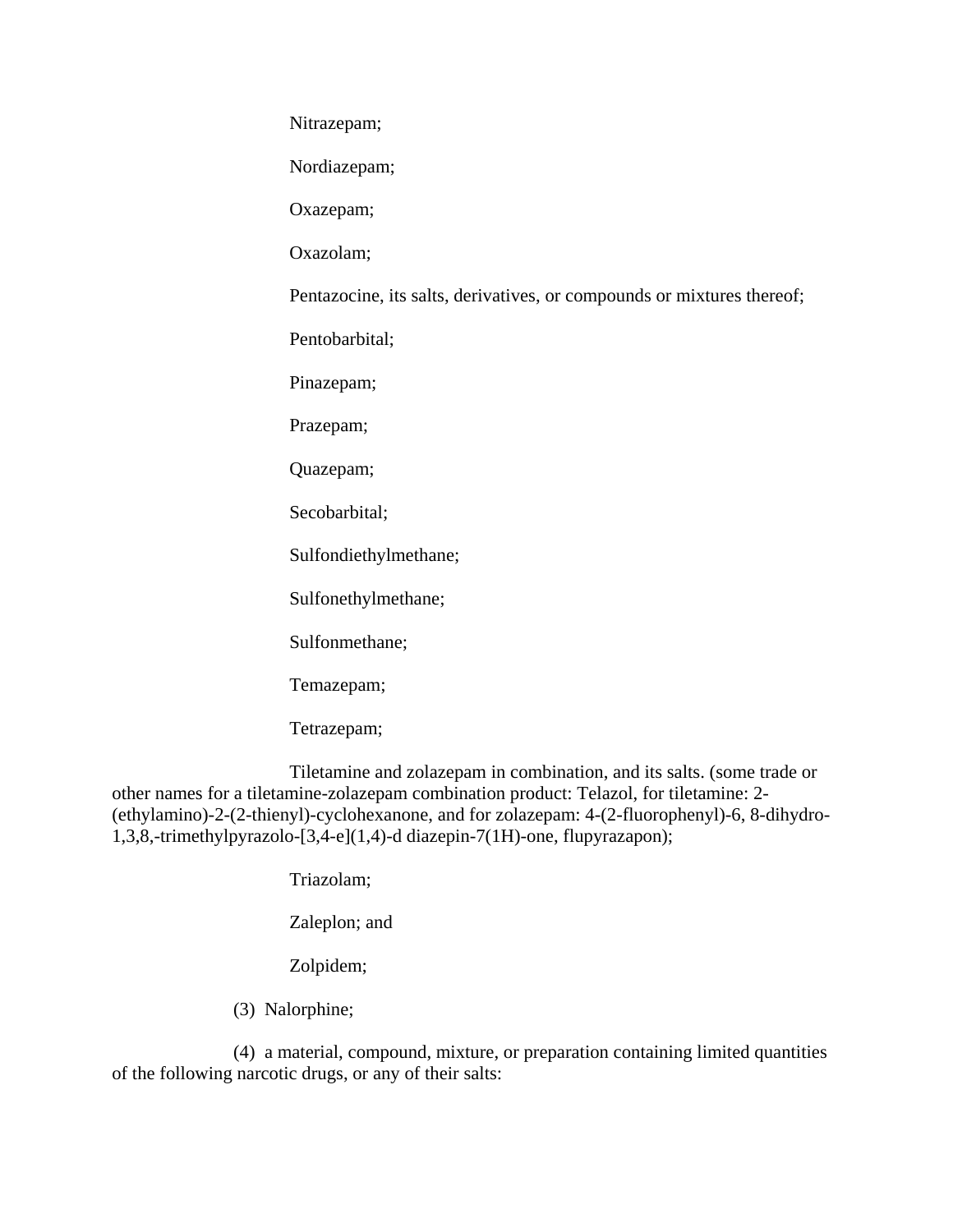Nitrazepam;

Nordiazepam;

Oxazepam;

Oxazolam;

Pentazocine, its salts, derivatives, or compounds or mixtures thereof;

Pentobarbital;

Pinazepam;

Prazepam;

Quazepam;

Secobarbital;

Sulfondiethylmethane;

Sulfonethylmethane;

Sulfonmethane;

Temazepam;

Tetrazepam;

Tiletamine and zolazepam in combination, and its salts. (some trade or other names for a tiletamine-zolazepam combination product: Telazol, for tiletamine: 2-(ethylamino)-2-(2-thienyl)-cyclohexanone, and for zolazepam: 4-(2-fluorophenyl)-6, 8-dihydro-1,3,8,-trimethylpyrazolo-[3,4-e](1,4)-d diazepin-7(1H)-one, flupyrazapon);

Triazolam;

Zaleplon; and

Zolpidem;

(3) Nalorphine;

(4) a material, compound, mixture, or preparation containing limited quantities of the following narcotic drugs, or any of their salts: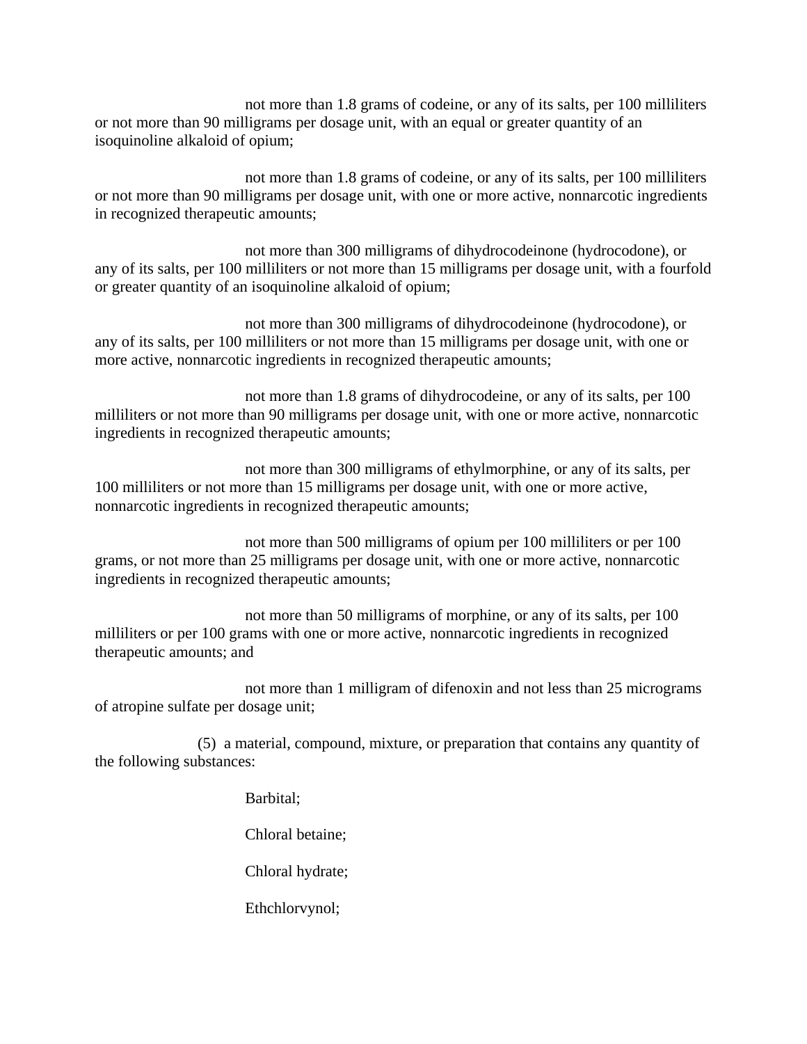not more than 1.8 grams of codeine, or any of its salts, per 100 milliliters or not more than 90 milligrams per dosage unit, with an equal or greater quantity of an isoquinoline alkaloid of opium;

not more than 1.8 grams of codeine, or any of its salts, per 100 milliliters or not more than 90 milligrams per dosage unit, with one or more active, nonnarcotic ingredients in recognized therapeutic amounts;

not more than 300 milligrams of dihydrocodeinone (hydrocodone), or any of its salts, per 100 milliliters or not more than 15 milligrams per dosage unit, with a fourfold or greater quantity of an isoquinoline alkaloid of opium;

not more than 300 milligrams of dihydrocodeinone (hydrocodone), or any of its salts, per 100 milliliters or not more than 15 milligrams per dosage unit, with one or more active, nonnarcotic ingredients in recognized therapeutic amounts;

not more than 1.8 grams of dihydrocodeine, or any of its salts, per 100 milliliters or not more than 90 milligrams per dosage unit, with one or more active, nonnarcotic ingredients in recognized therapeutic amounts;

not more than 300 milligrams of ethylmorphine, or any of its salts, per 100 milliliters or not more than 15 milligrams per dosage unit, with one or more active, nonnarcotic ingredients in recognized therapeutic amounts;

not more than 500 milligrams of opium per 100 milliliters or per 100 grams, or not more than 25 milligrams per dosage unit, with one or more active, nonnarcotic ingredients in recognized therapeutic amounts;

not more than 50 milligrams of morphine, or any of its salts, per 100 milliliters or per 100 grams with one or more active, nonnarcotic ingredients in recognized therapeutic amounts; and

not more than 1 milligram of difenoxin and not less than 25 micrograms of atropine sulfate per dosage unit;

(5) a material, compound, mixture, or preparation that contains any quantity of the following substances:

Barbital;

Chloral betaine;

Chloral hydrate;

Ethchlorvynol;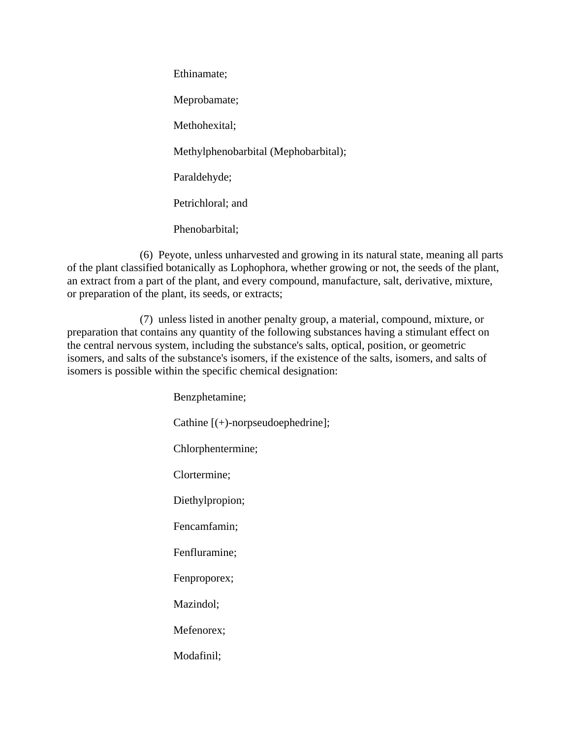Ethinamate;

Meprobamate;

Methohexital;

Methylphenobarbital (Mephobarbital);

Paraldehyde;

Petrichloral; and

Phenobarbital;

(6) Peyote, unless unharvested and growing in its natural state, meaning all parts of the plant classified botanically as Lophophora, whether growing or not, the seeds of the plant, an extract from a part of the plant, and every compound, manufacture, salt, derivative, mixture, or preparation of the plant, its seeds, or extracts;

(7) unless listed in another penalty group, a material, compound, mixture, or preparation that contains any quantity of the following substances having a stimulant effect on the central nervous system, including the substance's salts, optical, position, or geometric isomers, and salts of the substance's isomers, if the existence of the salts, isomers, and salts of isomers is possible within the specific chemical designation:

Benzphetamine;

Cathine [(+)-norpseudoephedrine];

Chlorphentermine;

Clortermine;

Diethylpropion;

Fencamfamin;

Fenfluramine;

Fenproporex;

Mazindol;

Mefenorex;

Modafinil;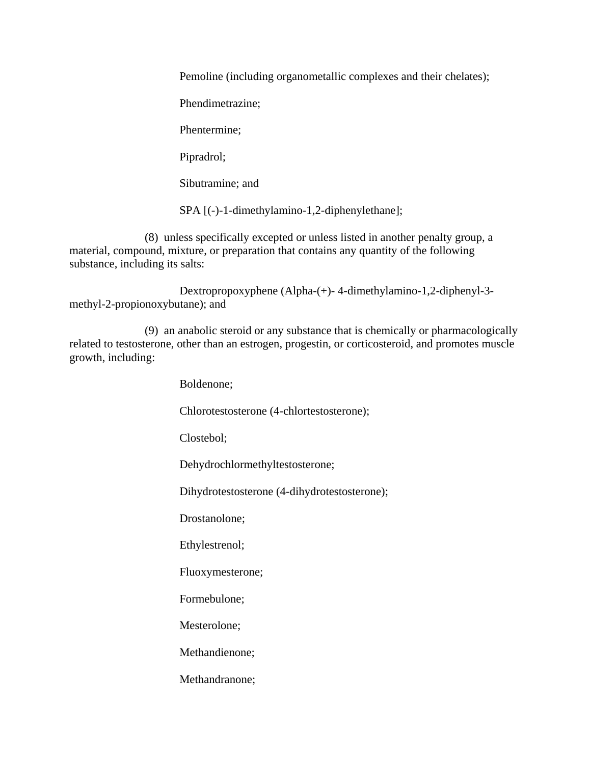Pemoline (including organometallic complexes and their chelates);

Phendimetrazine;

Phentermine;

Pipradrol;

Sibutramine; and

SPA [(-)-1-dimethylamino-1,2-diphenylethane];

(8) unless specifically excepted or unless listed in another penalty group, a material, compound, mixture, or preparation that contains any quantity of the following substance, including its salts:

Dextropropoxyphene (Alpha-(+)- 4-dimethylamino-1,2-diphenyl-3-methyl-2-propionoxybutane); and

(9) an anabolic steroid or any substance that is chemically or pharmacologically related to testosterone, other than an estrogen, progestin, or corticosteroid, and promotes muscle growth, including:

Boldenone;

Chlorotestosterone (4-chlortestosterone);

Clostebol;

Dehydrochlormethyltestosterone;

Dihydrotestosterone (4-dihydrotestosterone);

Drostanolone;

Ethylestrenol;

Fluoxymesterone;

Formebulone;

Mesterolone;

Methandienone;

Methandranone;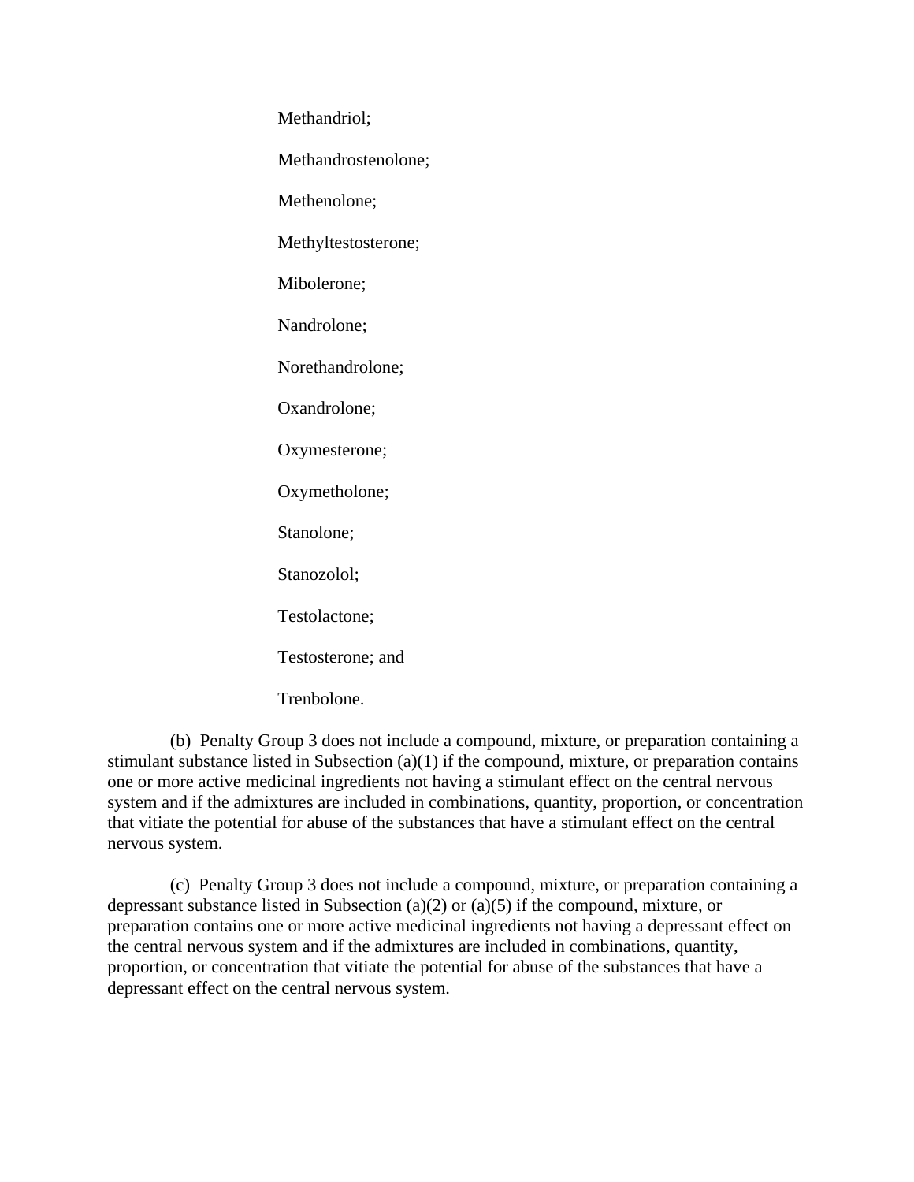Methandriol;

Methandrostenolone;

Methenolone;

Methyltestosterone;

Mibolerone;

Nandrolone;

Norethandrolone;

Oxandrolone;

Oxymesterone;

Oxymetholone;

Stanolone;

Stanozolol;

Testolactone;

Testosterone; and

Trenbolone.

(b) Penalty Group 3 does not include a compound, mixture, or preparation containing a stimulant substance listed in Subsection (a)(1) if the compound, mixture, or preparation contains one or more active medicinal ingredients not having a stimulant effect on the central nervous system and if the admixtures are included in combinations, quantity, proportion, or concentration that vitiate the potential for abuse of the substances that have a stimulant effect on the central nervous system.

(c) Penalty Group 3 does not include a compound, mixture, or preparation containing a depressant substance listed in Subsection (a)(2) or (a)(5) if the compound, mixture, or preparation contains one or more active medicinal ingredients not having a depressant effect on the central nervous system and if the admixtures are included in combinations, quantity, proportion, or concentration that vitiate the potential for abuse of the substances that have a depressant effect on the central nervous system.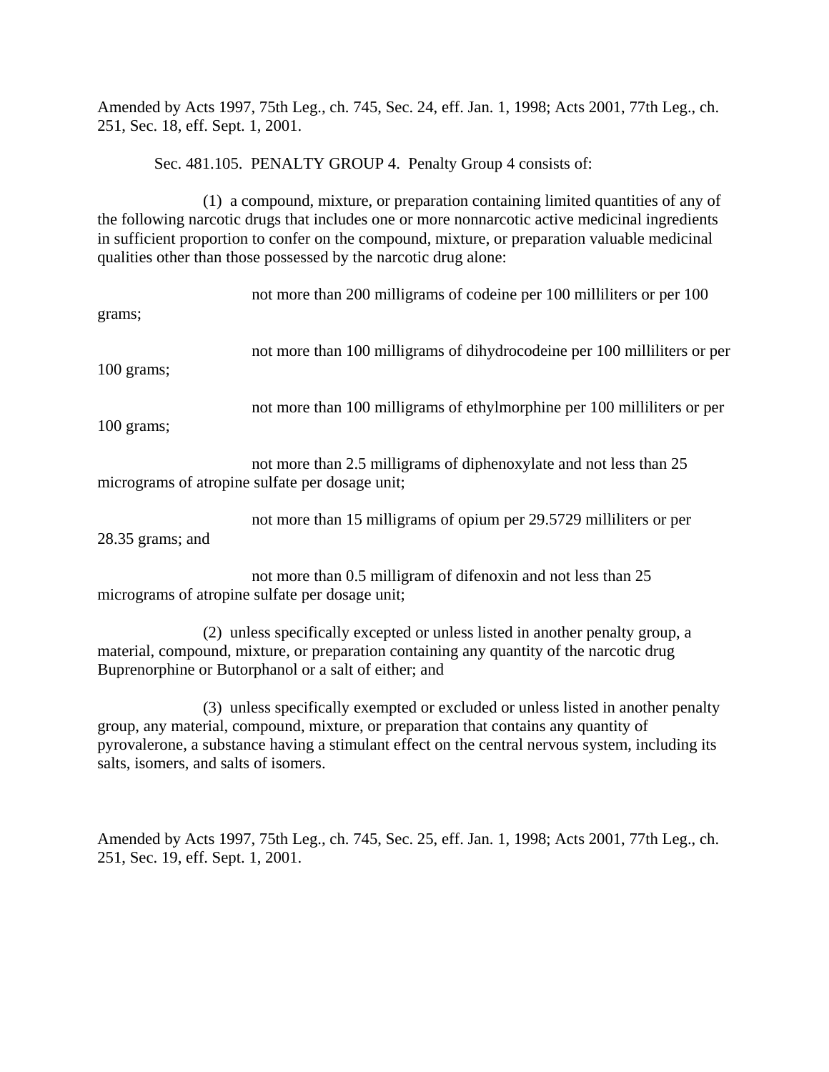Amended by Acts 1997, 75th Leg., ch. 745, Sec. 24, eff. Jan. 1, 1998; Acts 2001, 77th Leg., ch. 251, Sec. 18, eff. Sept. 1, 2001.

Sec. 481.105. PENALTY GROUP 4. Penalty Group 4 consists of:

(1) a compound, mixture, or preparation containing limited quantities of any of the following narcotic drugs that includes one or more nonnarcotic active medicinal ingredients in sufficient proportion to confer on the compound, mixture, or preparation valuable medicinal qualities other than those possessed by the narcotic drug alone:

not more than 200 milligrams of codeine per 100 milliliters or per 100 grams;

not more than 100 milligrams of dihydrocodeine per 100 milliliters or per 100 grams;

not more than 100 milligrams of ethylmorphine per 100 milliliters or per 100 grams;

not more than 2.5 milligrams of diphenoxylate and not less than 25 micrograms of atropine sulfate per dosage unit;

not more than 15 milligrams of opium per 29.5729 milliliters or per 28.35 grams; and

not more than 0.5 milligram of difenoxin and not less than 25 micrograms of atropine sulfate per dosage unit;

(2) unless specifically excepted or unless listed in another penalty group, a material, compound, mixture, or preparation containing any quantity of the narcotic drug Buprenorphine or Butorphanol or a salt of either; and

(3) unless specifically exempted or excluded or unless listed in another penalty group, any material, compound, mixture, or preparation that contains any quantity of pyrovalerone, a substance having a stimulant effect on the central nervous system, including its salts, isomers, and salts of isomers.

Amended by Acts 1997, 75th Leg., ch. 745, Sec. 25, eff. Jan. 1, 1998; Acts 2001, 77th Leg., ch. 251, Sec. 19, eff. Sept. 1, 2001.